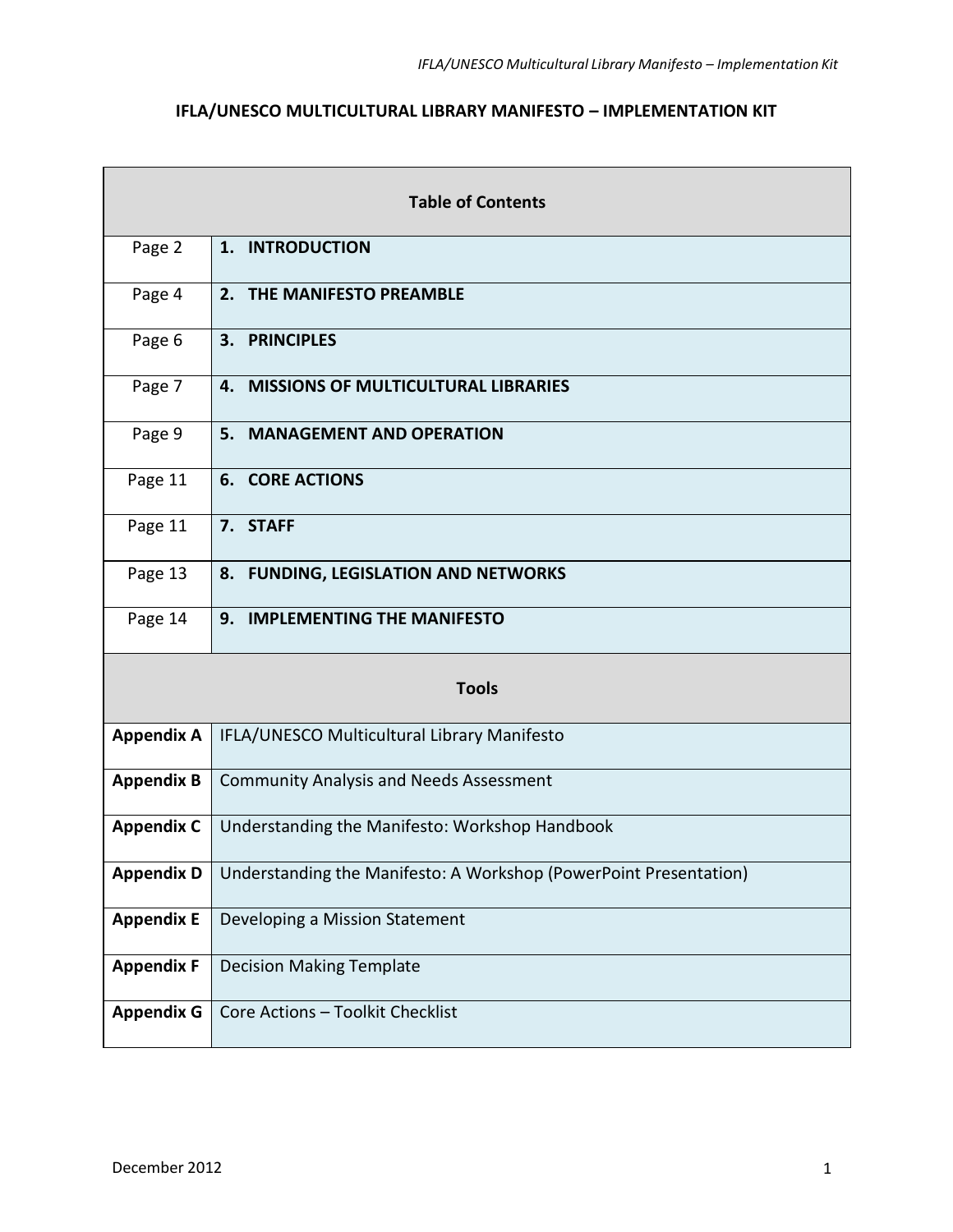# IFLA/UNESCO MULTICULTURAL LIBRARY MANIFESTO – IMPLEMENTATION KIT

| Table of Contents | |
|---|---|
| Page 2 | **1. INTRODUCTION** |
| Page 4 | **2. THE MANIFESTO PREAMBLE** |
| Page 6 | **3. PRINCIPLES** |
| Page 7 | **4. MISSIONS OF MULTICULTURAL LIBRARIES** |
| Page 9 | **5. MANAGEMENT AND OPERATION** |
| Page 11 | **6. CORE ACTIONS** |
| Page 11 | **7. STAFF** |
| Page 13 | **8. FUNDING, LEGISLATION AND NETWORKS** |
| Page 14 | **9. IMPLEMENTING THE MANIFESTO** |
| **Tools** | |
| **Appendix A** | IFLA/UNESCO Multicultural Library Manifesto |
| **Appendix B** | Community Analysis and Needs Assessment |
| **Appendix C** | Understanding the Manifesto: Workshop Handbook |
| **Appendix D** | Understanding the Manifesto: A Workshop (PowerPoint Presentation) |
| **Appendix E** | Developing a Mission Statement |
| **Appendix F** | Decision Making Template |
| **Appendix G** | Core Actions – Toolkit Checklist |

December 2012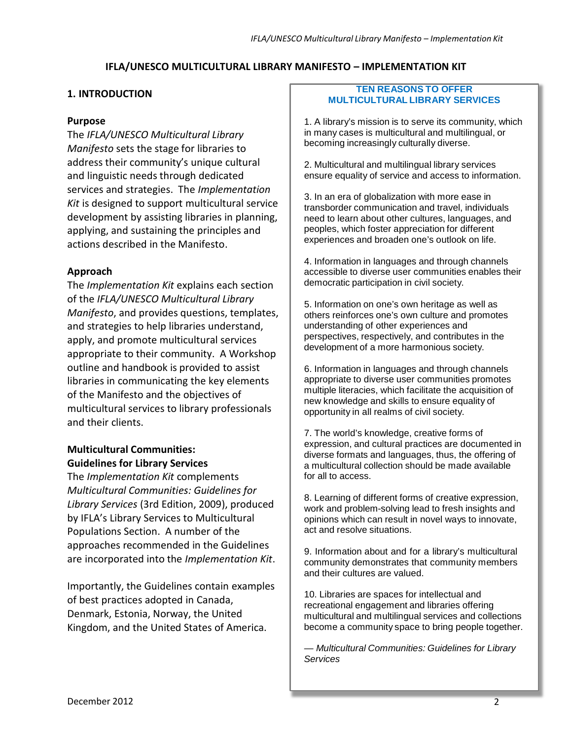# IFLA/UNESCO MULTICULTURAL LIBRARY MANIFESTO – IMPLEMENTATION KIT

## 1. INTRODUCTION

### Purpose

The *IFLA/UNESCO Multicultural Library Manifesto* sets the stage for libraries to address their community's unique cultural and linguistic needs through dedicated services and strategies. The *Implementation Kit* is designed to support multicultural service development by assisting libraries in planning, applying, and sustaining the principles and actions described in the Manifesto.

### Approach

The *Implementation Kit* explains each section of the *IFLA/UNESCO Multicultural Library Manifesto*, and provides questions, templates, and strategies to help libraries understand, apply, and promote multicultural services appropriate to their community. A Workshop outline and handbook is provided to assist libraries in communicating the key elements of the Manifesto and the objectives of multicultural services to library professionals and their clients.

### Multicultural Communities: Guidelines for Library Services

The *Implementation Kit* complements *Multicultural Communities: Guidelines for Library Services* (3rd Edition, 2009), produced by IFLA's Library Services to Multicultural Populations Section. A number of the approaches recommended in the Guidelines are incorporated into the *Implementation Kit*.

Importantly, the Guidelines contain examples of best practices adopted in Canada, Denmark, Estonia, Norway, the United Kingdom, and the United States of America.

### TEN REASONS TO OFFER MULTICULTURAL LIBRARY SERVICES

1. A library's mission is to serve its community, which in many cases is multicultural and multilingual, or becoming increasingly culturally diverse.

2. Multicultural and multilingual library services ensure equality of service and access to information.

3. In an era of globalization with more ease in transborder communication and travel, individuals need to learn about other cultures, languages, and peoples, which foster appreciation for different experiences and broaden one's outlook on life.

4. Information in languages and through channels accessible to diverse user communities enables their democratic participation in civil society.

5. Information on one's own heritage as well as others reinforces one's own culture and promotes understanding of other experiences and perspectives, respectively, and contributes in the development of a more harmonious society.

6. Information in languages and through channels appropriate to diverse user communities promotes multiple literacies, which facilitate the acquisition of new knowledge and skills to ensure equality of opportunity in all realms of civil society.

7. The world's knowledge, creative forms of expression, and cultural practices are documented in diverse formats and languages, thus, the offering of a multicultural collection should be made available for all to access.

8. Learning of different forms of creative expression, work and problem-solving lead to fresh insights and opinions which can result in novel ways to innovate, act and resolve situations.

9. Information about and for a library's multicultural community demonstrates that community members and their cultures are valued.

10. Libraries are spaces for intellectual and recreational engagement and libraries offering multicultural and multilingual services and collections become a community space to bring people together.

— *Multicultural Communities: Guidelines for Library Services*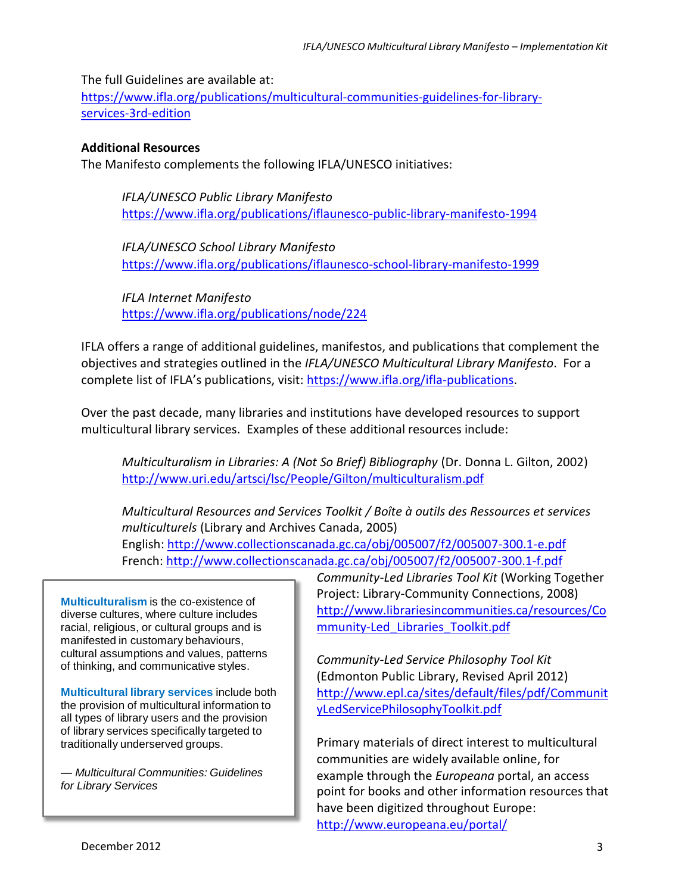The full Guidelines are available at: https://www.ifla.org/publications/multicultural-communities-guidelines-for-library-services-3rd-edition

**Additional Resources**

The Manifesto complements the following IFLA/UNESCO initiatives:

*IFLA/UNESCO Public Library Manifesto*
https://www.ifla.org/publications/iflaunesco-public-library-manifesto-1994

*IFLA/UNESCO School Library Manifesto*
https://www.ifla.org/publications/iflaunesco-school-library-manifesto-1999

*IFLA Internet Manifesto*
https://www.ifla.org/publications/node/224

IFLA offers a range of additional guidelines, manifestos, and publications that complement the objectives and strategies outlined in the *IFLA/UNESCO Multicultural Library Manifesto*. For a complete list of IFLA's publications, visit: https://www.ifla.org/ifla-publications.

Over the past decade, many libraries and institutions have developed resources to support multicultural library services. Examples of these additional resources include:

*Multiculturalism in Libraries: A (Not So Brief) Bibliography* (Dr. Donna L. Gilton, 2002)
http://www.uri.edu/artsci/lsc/People/Gilton/multiculturalism.pdf

*Multicultural Resources and Services Toolkit / Boîte à outils des Ressources et services multiculturels* (Library and Archives Canada, 2005)
English: http://www.collectionscanada.gc.ca/obj/005007/f2/005007-300.1-e.pdf
French: http://www.collectionscanada.gc.ca/obj/005007/f2/005007-300.1-f.pdf

*Community-Led Libraries Tool Kit* (Working Together Project: Library-Community Connections, 2008)
http://www.librariesincommunities.ca/resources/Community-Led_Libraries_Toolkit.pdf

*Community-Led Service Philosophy Tool Kit* (Edmonton Public Library, Revised April 2012)
http://www.epl.ca/sites/default/files/pdf/CommunityLedServicePhilosophyToolkit.pdf

Primary materials of direct interest to multicultural communities are widely available online, for example through the *Europeana* portal, an access point for books and other information resources that have been digitized throughout Europe: http://www.europeana.eu/portal/

> **Multiculturalism** is the co-existence of diverse cultures, where culture includes racial, religious, or cultural groups and is manifested in customary behaviours, cultural assumptions and values, patterns of thinking, and communicative styles.
>
> **Multicultural library services** include both the provision of multicultural information to all types of library users and the provision of library services specifically targeted to traditionally underserved groups.
>
> — *Multicultural Communities: Guidelines for Library Services*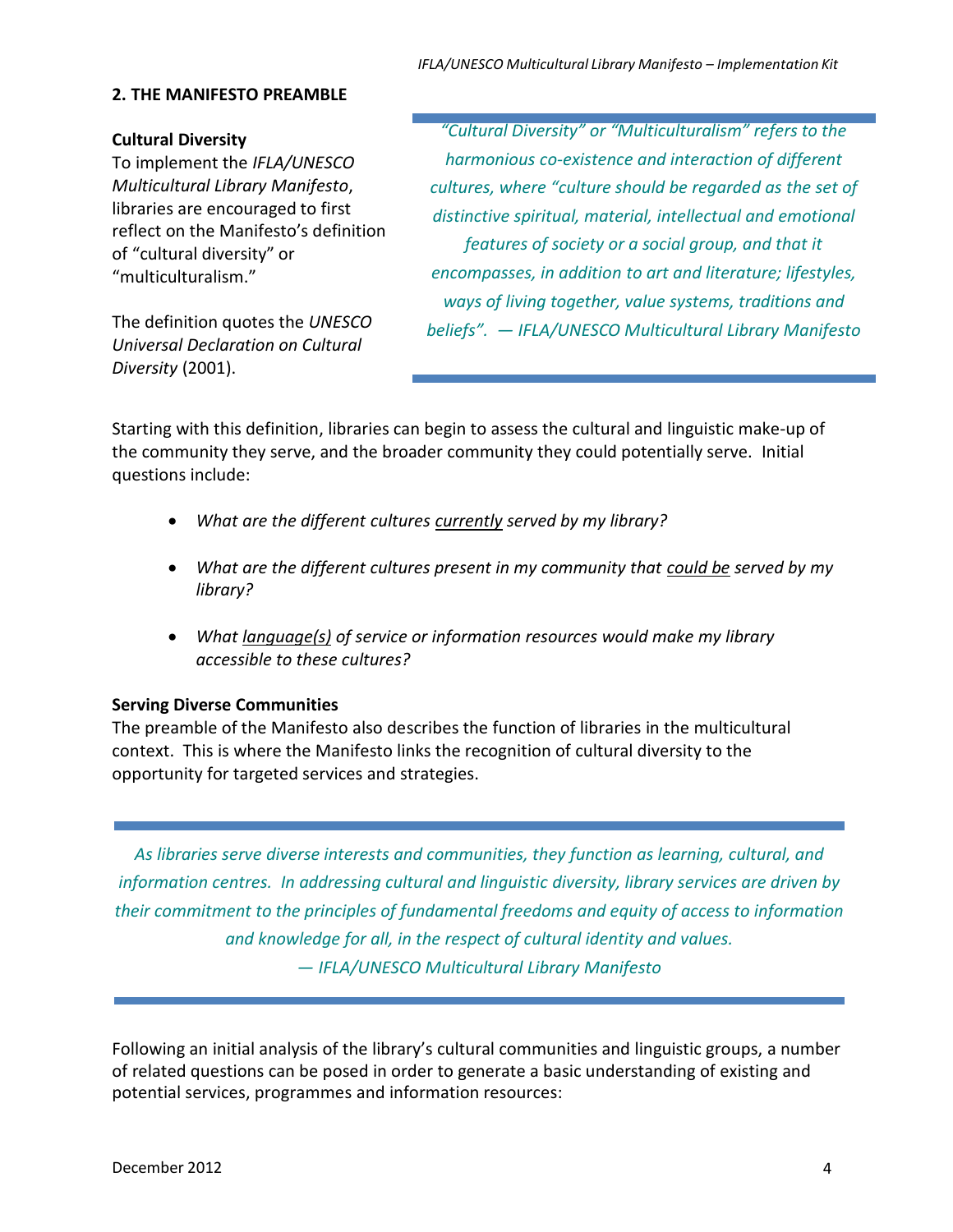## 2. THE MANIFESTO PREAMBLE

### Cultural Diversity

To implement the *IFLA/UNESCO Multicultural Library Manifesto*, libraries are encouraged to first reflect on the Manifesto's definition of "cultural diversity" or "multiculturalism."

The definition quotes the *UNESCO Universal Declaration on Cultural Diversity* (2001).

> *"Cultural Diversity" or "Multiculturalism" refers to the harmonious co-existence and interaction of different cultures, where "culture should be regarded as the set of distinctive spiritual, material, intellectual and emotional features of society or a social group, and that it encompasses, in addition to art and literature; lifestyles, ways of living together, value systems, traditions and beliefs". — IFLA/UNESCO Multicultural Library Manifesto*

Starting with this definition, libraries can begin to assess the cultural and linguistic make-up of the community they serve, and the broader community they could potentially serve. Initial questions include:

- *What are the different cultures <u>currently</u> served by my library?*
- *What are the different cultures present in my community that <u>could be</u> served by my library?*
- *What <u>language(s)</u> of service or information resources would make my library accessible to these cultures?*

### Serving Diverse Communities

The preamble of the Manifesto also describes the function of libraries in the multicultural context. This is where the Manifesto links the recognition of cultural diversity to the opportunity for targeted services and strategies.

> *As libraries serve diverse interests and communities, they function as learning, cultural, and information centres. In addressing cultural and linguistic diversity, library services are driven by their commitment to the principles of fundamental freedoms and equity of access to information and knowledge for all, in the respect of cultural identity and values.*
> *— IFLA/UNESCO Multicultural Library Manifesto*

Following an initial analysis of the library's cultural communities and linguistic groups, a number of related questions can be posed in order to generate a basic understanding of existing and potential services, programmes and information resources: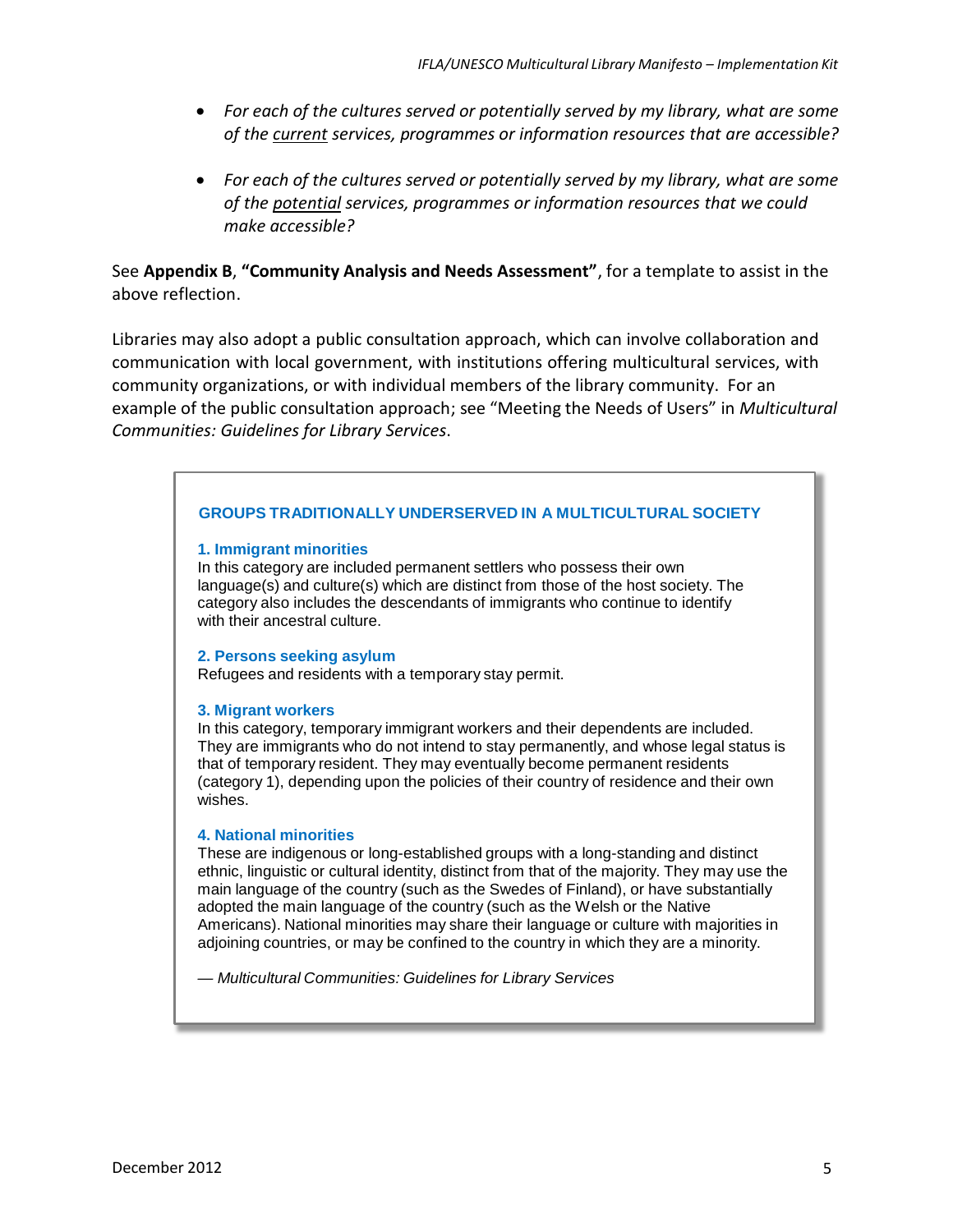- *For each of the cultures served or potentially served by my library, what are some of the current services, programmes or information resources that are accessible?*

- *For each of the cultures served or potentially served by my library, what are some of the potential services, programmes or information resources that we could make accessible?*

See **Appendix B**, **"Community Analysis and Needs Assessment"**, for a template to assist in the above reflection.

Libraries may also adopt a public consultation approach, which can involve collaboration and communication with local government, with institutions offering multicultural services, with community organizations, or with individual members of the library community. For an example of the public consultation approach; see "Meeting the Needs of Users" in *Multicultural Communities: Guidelines for Library Services*.

### GROUPS TRADITIONALLY UNDERSERVED IN A MULTICULTURAL SOCIETY

**1. Immigrant minorities**

In this category are included permanent settlers who possess their own language(s) and culture(s) which are distinct from those of the host society. The category also includes the descendants of immigrants who continue to identify with their ancestral culture.

**2. Persons seeking asylum**

Refugees and residents with a temporary stay permit.

**3. Migrant workers**

In this category, temporary immigrant workers and their dependents are included. They are immigrants who do not intend to stay permanently, and whose legal status is that of temporary resident. They may eventually become permanent residents (category 1), depending upon the policies of their country of residence and their own wishes.

**4. National minorities**

These are indigenous or long-established groups with a long-standing and distinct ethnic, linguistic or cultural identity, distinct from that of the majority. They may use the main language of the country (such as the Swedes of Finland), or have substantially adopted the main language of the country (such as the Welsh or the Native Americans). National minorities may share their language or culture with majorities in adjoining countries, or may be confined to the country in which they are a minority.

— *Multicultural Communities: Guidelines for Library Services*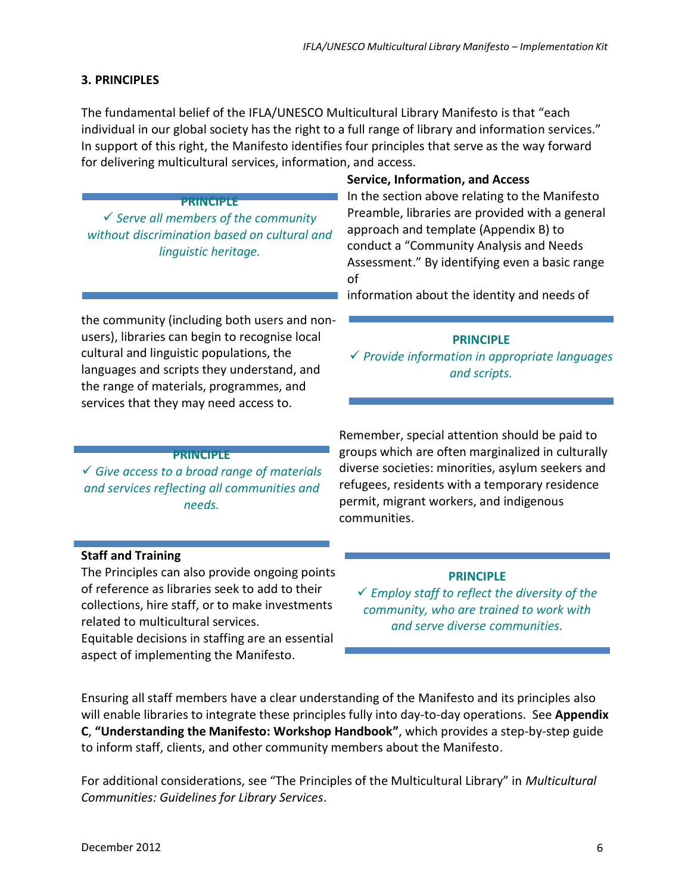## 3. PRINCIPLES

The fundamental belief of the IFLA/UNESCO Multicultural Library Manifesto is that "each individual in our global society has the right to a full range of library and information services." In support of this right, the Manifesto identifies four principles that serve as the way forward for delivering multicultural services, information, and access.

> **PRINCIPLE**
>
> ✓ *Serve all members of the community without discrimination based on cultural and linguistic heritage.*

**Service, Information, and Access**

In the section above relating to the Manifesto Preamble, libraries are provided with a general approach and template (Appendix B) to conduct a "Community Analysis and Needs Assessment." By identifying even a basic range of information about the identity and needs of the community (including both users and non-users), libraries can begin to recognise local cultural and linguistic populations, the languages and scripts they understand, and the range of materials, programmes, and services that they may need access to.

> **PRINCIPLE**
>
> ✓ *Provide information in appropriate languages and scripts.*

> **PRINCIPLE**
>
> ✓ *Give access to a broad range of materials and services reflecting all communities and needs.*

Remember, special attention should be paid to groups which are often marginalized in culturally diverse societies: minorities, asylum seekers and refugees, residents with a temporary residence permit, migrant workers, and indigenous communities.

**Staff and Training**

The Principles can also provide ongoing points of reference as libraries seek to add to their collections, hire staff, or to make investments related to multicultural services.

Equitable decisions in staffing are an essential aspect of implementing the Manifesto.

> **PRINCIPLE**
>
> ✓ *Employ staff to reflect the diversity of the community, who are trained to work with and serve diverse communities.*

Ensuring all staff members have a clear understanding of the Manifesto and its principles also will enable libraries to integrate these principles fully into day-to-day operations. See **Appendix C**, **"Understanding the Manifesto: Workshop Handbook"**, which provides a step-by-step guide to inform staff, clients, and other community members about the Manifesto.

For additional considerations, see "The Principles of the Multicultural Library" in *Multicultural Communities: Guidelines for Library Services*.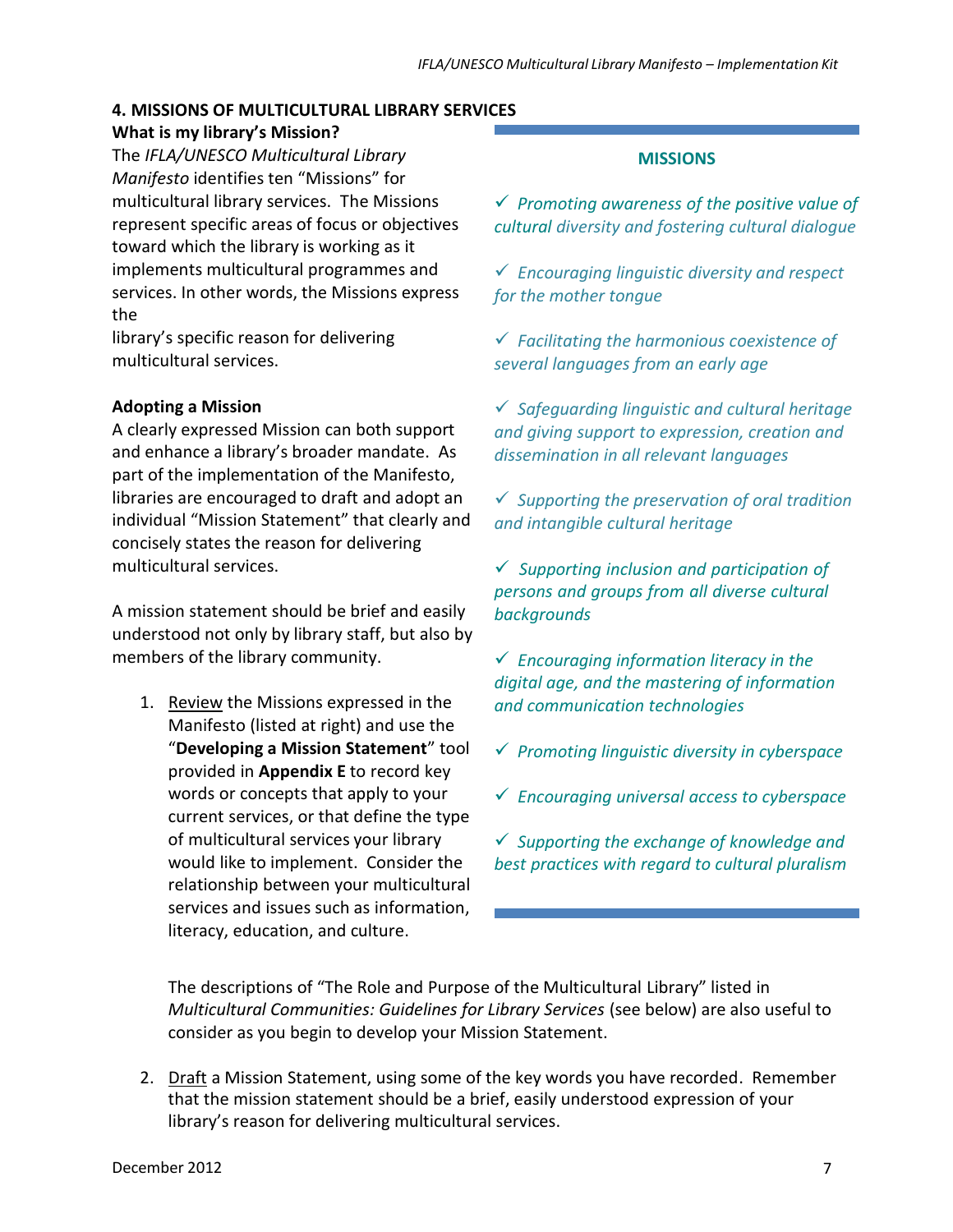## 4. MISSIONS OF MULTICULTURAL LIBRARY SERVICES

### What is my library's Mission?

The *IFLA/UNESCO Multicultural Library Manifesto* identifies ten "Missions" for multicultural library services. The Missions represent specific areas of focus or objectives toward which the library is working as it implements multicultural programmes and services. In other words, the Missions express the library's specific reason for delivering multicultural services.

### Adopting a Mission

A clearly expressed Mission can both support and enhance a library's broader mandate. As part of the implementation of the Manifesto, libraries are encouraged to draft and adopt an individual "Mission Statement" that clearly and concisely states the reason for delivering multicultural services.

A mission statement should be brief and easily understood not only by library staff, but also by members of the library community.

1. Review the Missions expressed in the Manifesto (listed at right) and use the "**Developing a Mission Statement**" tool provided in **Appendix E** to record key words or concepts that apply to your current services, or that define the type of multicultural services your library would like to implement. Consider the relationship between your multicultural services and issues such as information, literacy, education, and culture.

   The descriptions of "The Role and Purpose of the Multicultural Library" listed in *Multicultural Communities: Guidelines for Library Services* (see below) are also useful to consider as you begin to develop your Mission Statement.

2. Draft a Mission Statement, using some of the key words you have recorded. Remember that the mission statement should be a brief, easily understood expression of your library's reason for delivering multicultural services.

**MISSIONS**

- ✓ *Promoting awareness of the positive value of cultural diversity and fostering cultural dialogue*
- ✓ *Encouraging linguistic diversity and respect for the mother tongue*
- ✓ *Facilitating the harmonious coexistence of several languages from an early age*
- ✓ *Safeguarding linguistic and cultural heritage and giving support to expression, creation and dissemination in all relevant languages*
- ✓ *Supporting the preservation of oral tradition and intangible cultural heritage*
- ✓ *Supporting inclusion and participation of persons and groups from all diverse cultural backgrounds*
- ✓ *Encouraging information literacy in the digital age, and the mastering of information and communication technologies*
- ✓ *Promoting linguistic diversity in cyberspace*
- ✓ *Encouraging universal access to cyberspace*
- ✓ *Supporting the exchange of knowledge and best practices with regard to cultural pluralism*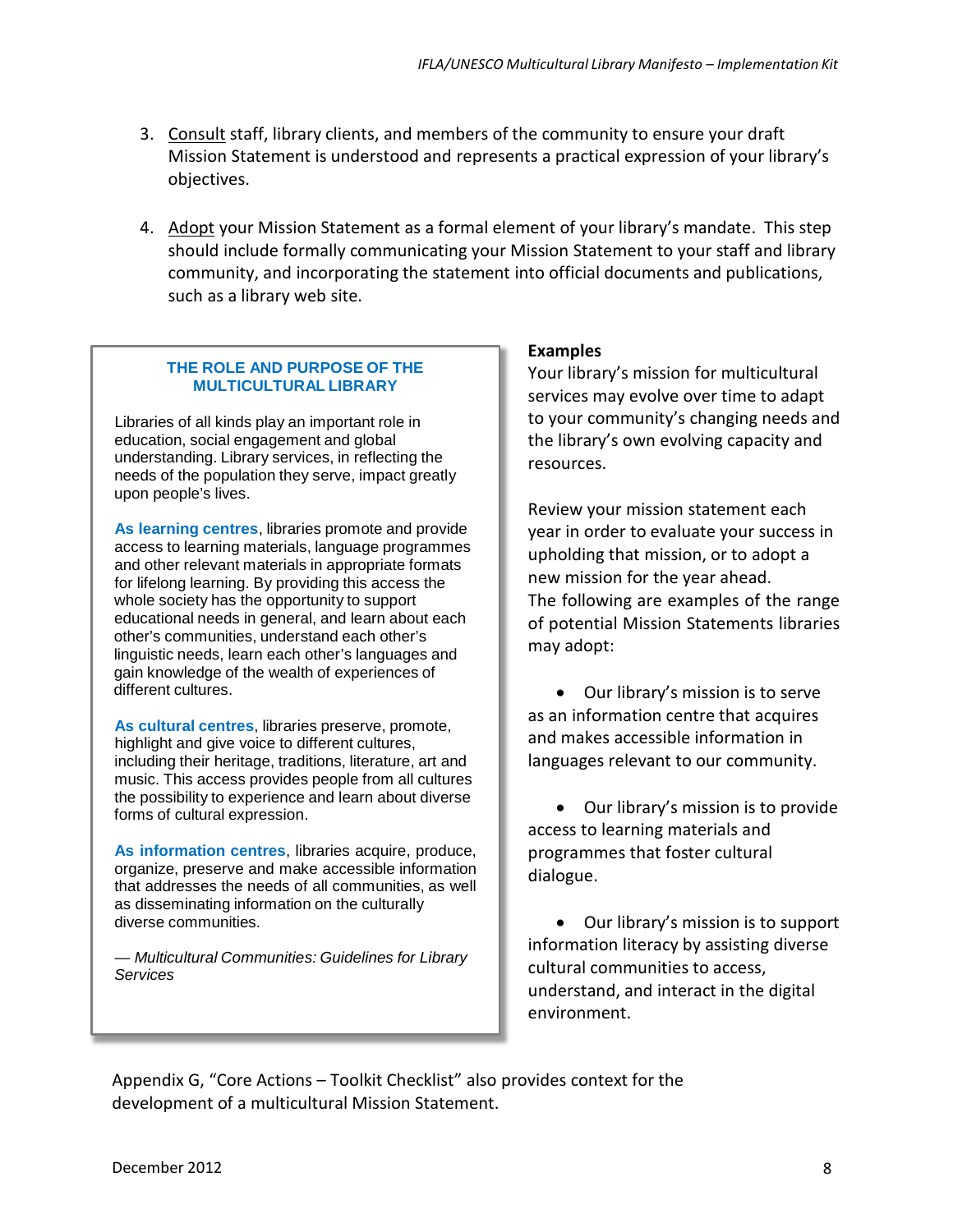3. <u>Consult</u> staff, library clients, and members of the community to ensure your draft Mission Statement is understood and represents a practical expression of your library's objectives.

4. <u>Adopt</u> your Mission Statement as a formal element of your library's mandate. This step should include formally communicating your Mission Statement to your staff and library community, and incorporating the statement into official documents and publications, such as a library web site.

> **THE ROLE AND PURPOSE OF THE MULTICULTURAL LIBRARY**
>
> Libraries of all kinds play an important role in education, social engagement and global understanding. Library services, in reflecting the needs of the population they serve, impact greatly upon people's lives.
>
> **As learning centres**, libraries promote and provide access to learning materials, language programmes and other relevant materials in appropriate formats for lifelong learning. By providing this access the whole society has the opportunity to support educational needs in general, and learn about each other's communities, understand each other's linguistic needs, learn each other's languages and gain knowledge of the wealth of experiences of different cultures.
>
> **As cultural centres**, libraries preserve, promote, highlight and give voice to different cultures, including their heritage, traditions, literature, art and music. This access provides people from all cultures the possibility to experience and learn about diverse forms of cultural expression.
>
> **As information centres**, libraries acquire, produce, organize, preserve and make accessible information that addresses the needs of all communities, as well as disseminating information on the culturally diverse communities.
>
> — *Multicultural Communities: Guidelines for Library Services*

**Examples**

Your library's mission for multicultural services may evolve over time to adapt to your community's changing needs and the library's own evolving capacity and resources.

Review your mission statement each year in order to evaluate your success in upholding that mission, or to adopt a new mission for the year ahead.
The following are examples of the range of potential Mission Statements libraries may adopt:

- Our library's mission is to serve as an information centre that acquires and makes accessible information in languages relevant to our community.

- Our library's mission is to provide access to learning materials and programmes that foster cultural dialogue.

- Our library's mission is to support information literacy by assisting diverse cultural communities to access, understand, and interact in the digital environment.

Appendix G, "Core Actions – Toolkit Checklist" also provides context for the development of a multicultural Mission Statement.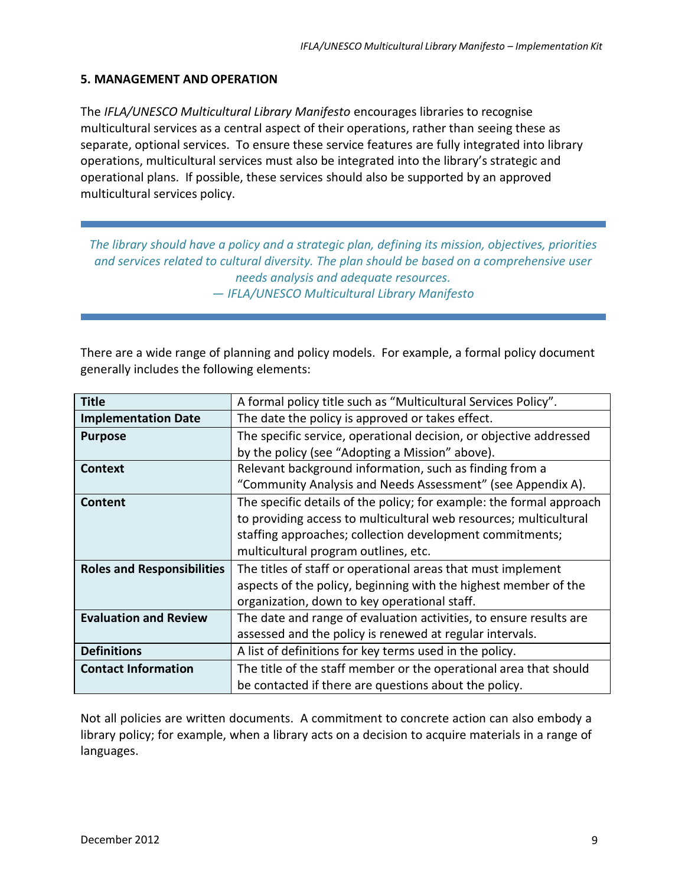## 5. MANAGEMENT AND OPERATION

The *IFLA/UNESCO Multicultural Library Manifesto* encourages libraries to recognise multicultural services as a central aspect of their operations, rather than seeing these as separate, optional services. To ensure these service features are fully integrated into library operations, multicultural services must also be integrated into the library's strategic and operational plans. If possible, these services should also be supported by an approved multicultural services policy.

> *The library should have a policy and a strategic plan, defining its mission, objectives, priorities and services related to cultural diversity. The plan should be based on a comprehensive user needs analysis and adequate resources.*
> *— IFLA/UNESCO Multicultural Library Manifesto*

There are a wide range of planning and policy models. For example, a formal policy document generally includes the following elements:

| | |
|---|---|
| **Title** | A formal policy title such as "Multicultural Services Policy". |
| **Implementation Date** | The date the policy is approved or takes effect. |
| **Purpose** | The specific service, operational decision, or objective addressed by the policy (see "Adopting a Mission" above). |
| **Context** | Relevant background information, such as finding from a "Community Analysis and Needs Assessment" (see Appendix A). |
| **Content** | The specific details of the policy; for example: the formal approach to providing access to multicultural web resources; multicultural staffing approaches; collection development commitments; multicultural program outlines, etc. |
| **Roles and Responsibilities** | The titles of staff or operational areas that must implement aspects of the policy, beginning with the highest member of the organization, down to key operational staff. |
| **Evaluation and Review** | The date and range of evaluation activities, to ensure results are assessed and the policy is renewed at regular intervals. |
| **Definitions** | A list of definitions for key terms used in the policy. |
| **Contact Information** | The title of the staff member or the operational area that should be contacted if there are questions about the policy. |

Not all policies are written documents. A commitment to concrete action can also embody a library policy; for example, when a library acts on a decision to acquire materials in a range of languages.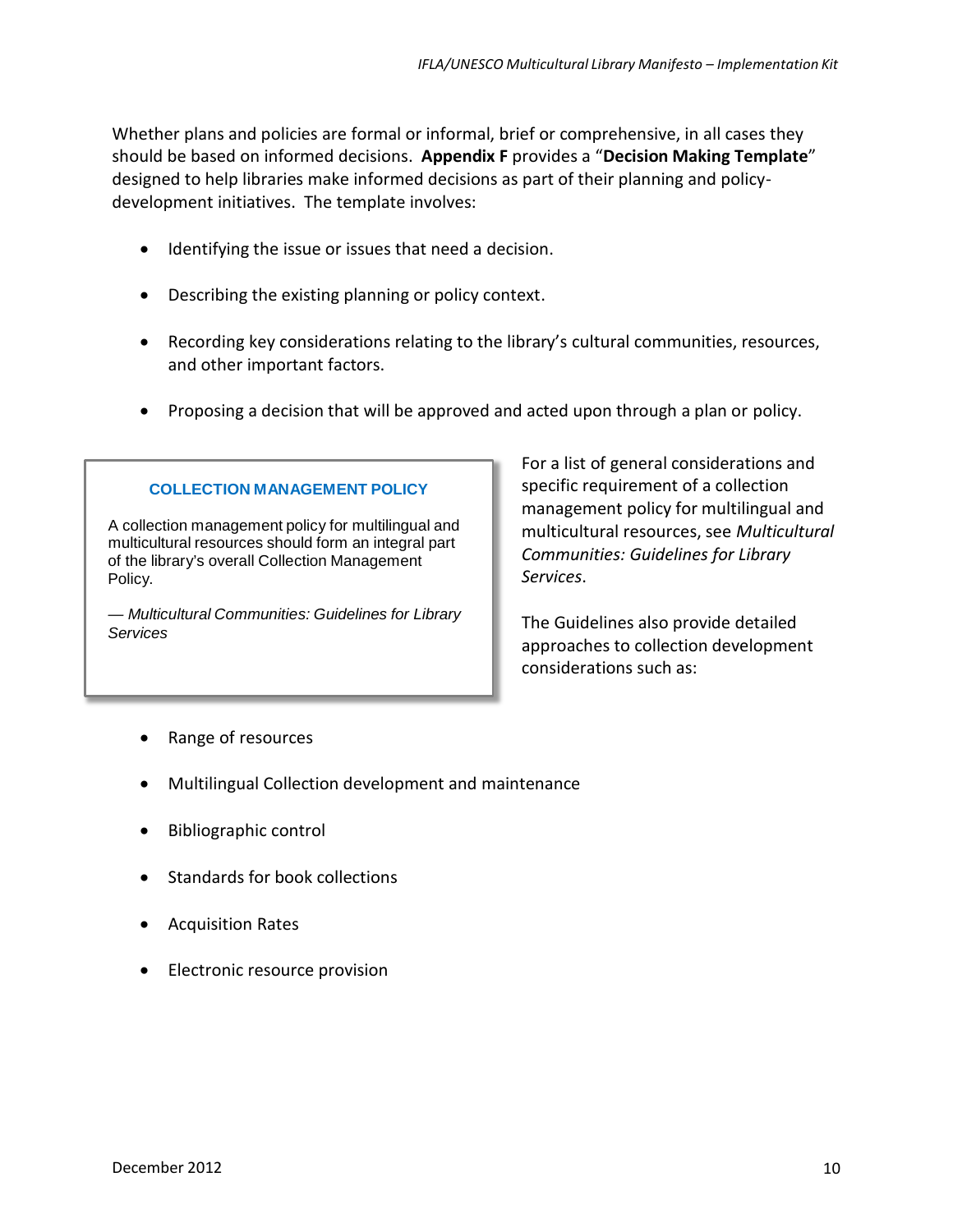Whether plans and policies are formal or informal, brief or comprehensive, in all cases they should be based on informed decisions. **Appendix F** provides a "**Decision Making Template**" designed to help libraries make informed decisions as part of their planning and policy-development initiatives. The template involves:

- Identifying the issue or issues that need a decision.
- Describing the existing planning or policy context.
- Recording key considerations relating to the library's cultural communities, resources, and other important factors.
- Proposing a decision that will be approved and acted upon through a plan or policy.

> **COLLECTION MANAGEMENT POLICY**
>
> A collection management policy for multilingual and multicultural resources should form an integral part of the library's overall Collection Management Policy.
>
> — *Multicultural Communities: Guidelines for Library Services*

For a list of general considerations and specific requirement of a collection management policy for multilingual and multicultural resources, see *Multicultural Communities: Guidelines for Library Services*.

The Guidelines also provide detailed approaches to collection development considerations such as:

- Range of resources
- Multilingual Collection development and maintenance
- Bibliographic control
- Standards for book collections
- Acquisition Rates
- Electronic resource provision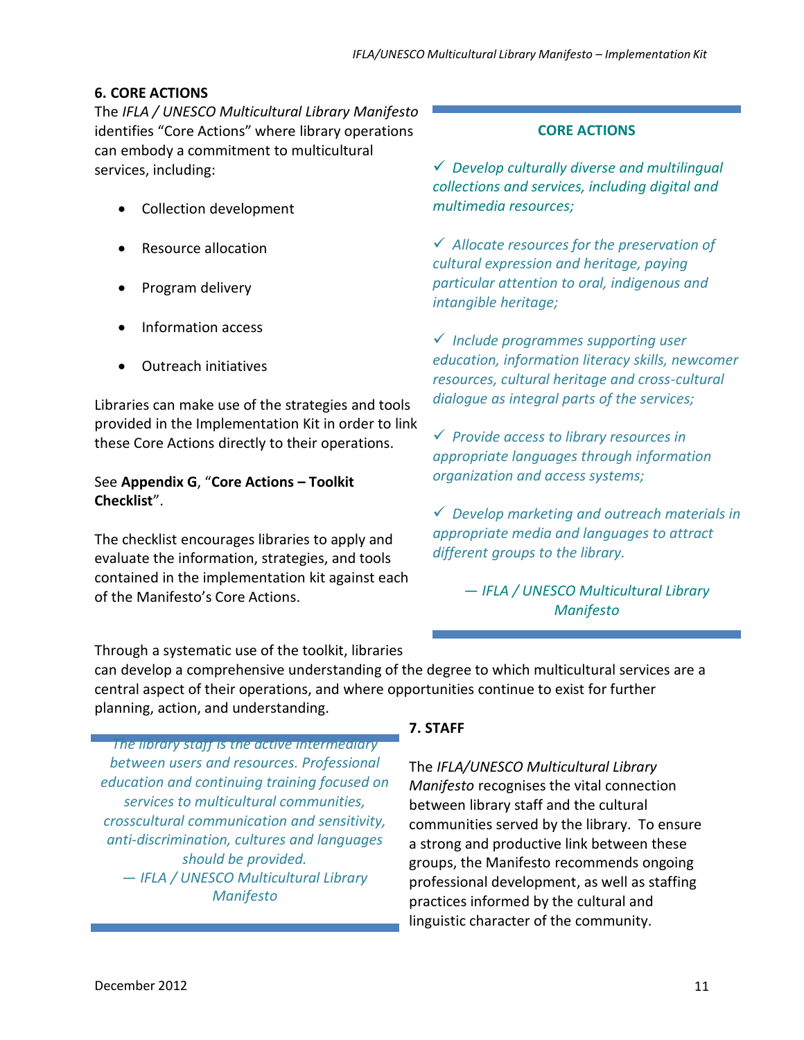## 6. CORE ACTIONS

The *IFLA / UNESCO Multicultural Library Manifesto* identifies "Core Actions" where library operations can embody a commitment to multicultural services, including:

- Collection development
- Resource allocation
- Program delivery
- Information access
- Outreach initiatives

Libraries can make use of the strategies and tools provided in the Implementation Kit in order to link these Core Actions directly to their operations.

See **Appendix G**, "**Core Actions – Toolkit Checklist**".

The checklist encourages libraries to apply and evaluate the information, strategies, and tools contained in the implementation kit against each of the Manifesto's Core Actions.

> **CORE ACTIONS**
>
> ✓ *Develop culturally diverse and multilingual collections and services, including digital and multimedia resources;*
>
> ✓ *Allocate resources for the preservation of cultural expression and heritage, paying particular attention to oral, indigenous and intangible heritage;*
>
> ✓ *Include programmes supporting user education, information literacy skills, newcomer resources, cultural heritage and cross-cultural dialogue as integral parts of the services;*
>
> ✓ *Provide access to library resources in appropriate languages through information organization and access systems;*
>
> ✓ *Develop marketing and outreach materials in appropriate media and languages to attract different groups to the library.*
>
> *— IFLA / UNESCO Multicultural Library Manifesto*

Through a systematic use of the toolkit, libraries can develop a comprehensive understanding of the degree to which multicultural services are a central aspect of their operations, and where opportunities continue to exist for further planning, action, and understanding.

## 7. STAFF

> *The library staff is the active intermediary between users and resources. Professional education and continuing training focused on services to multicultural communities, crosscultural communication and sensitivity, anti-discrimination, cultures and languages should be provided.*
>
> *— IFLA / UNESCO Multicultural Library Manifesto*

The *IFLA/UNESCO Multicultural Library Manifesto* recognises the vital connection between library staff and the cultural communities served by the library. To ensure a strong and productive link between these groups, the Manifesto recommends ongoing professional development, as well as staffing practices informed by the cultural and linguistic character of the community.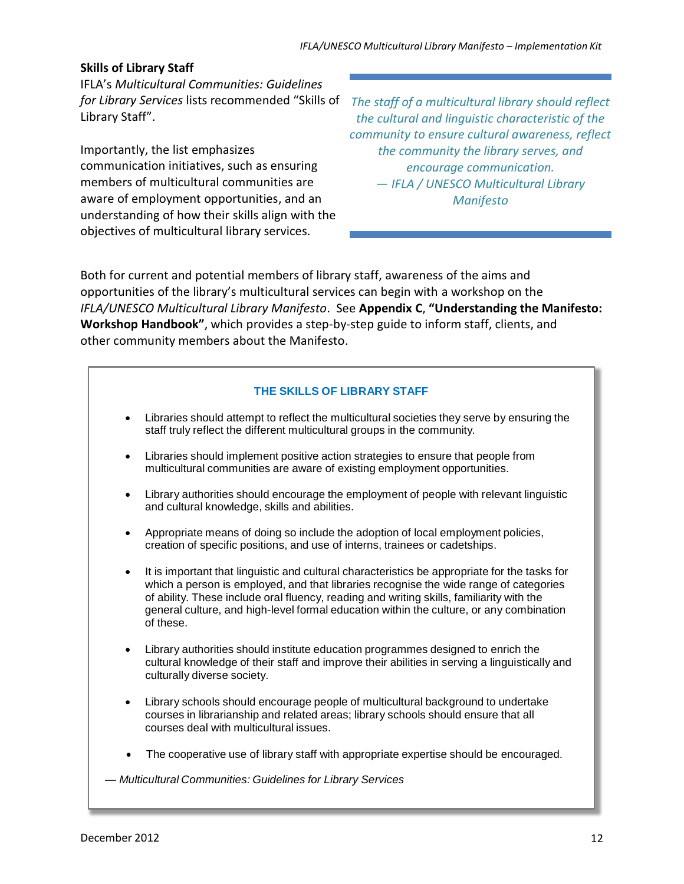### Skills of Library Staff

IFLA's *Multicultural Communities: Guidelines for Library Services* lists recommended "Skills of Library Staff".

Importantly, the list emphasizes communication initiatives, such as ensuring members of multicultural communities are aware of employment opportunities, and an understanding of how their skills align with the objectives of multicultural library services.

> *The staff of a multicultural library should reflect the cultural and linguistic characteristic of the community to ensure cultural awareness, reflect the community the library serves, and encourage communication.*
> *— IFLA / UNESCO Multicultural Library Manifesto*

Both for current and potential members of library staff, awareness of the aims and opportunities of the library's multicultural services can begin with a workshop on the *IFLA/UNESCO Multicultural Library Manifesto*. See **Appendix C**, **"Understanding the Manifesto: Workshop Handbook"**, which provides a step-by-step guide to inform staff, clients, and other community members about the Manifesto.

**THE SKILLS OF LIBRARY STAFF**

- Libraries should attempt to reflect the multicultural societies they serve by ensuring the staff truly reflect the different multicultural groups in the community.
- Libraries should implement positive action strategies to ensure that people from multicultural communities are aware of existing employment opportunities.
- Library authorities should encourage the employment of people with relevant linguistic and cultural knowledge, skills and abilities.
- Appropriate means of doing so include the adoption of local employment policies, creation of specific positions, and use of interns, trainees or cadetships.
- It is important that linguistic and cultural characteristics be appropriate for the tasks for which a person is employed, and that libraries recognise the wide range of categories of ability. These include oral fluency, reading and writing skills, familiarity with the general culture, and high-level formal education within the culture, or any combination of these.
- Library authorities should institute education programmes designed to enrich the cultural knowledge of their staff and improve their abilities in serving a linguistically and culturally diverse society.
- Library schools should encourage people of multicultural background to undertake courses in librarianship and related areas; library schools should ensure that all courses deal with multicultural issues.
- The cooperative use of library staff with appropriate expertise should be encouraged.

*— Multicultural Communities: Guidelines for Library Services*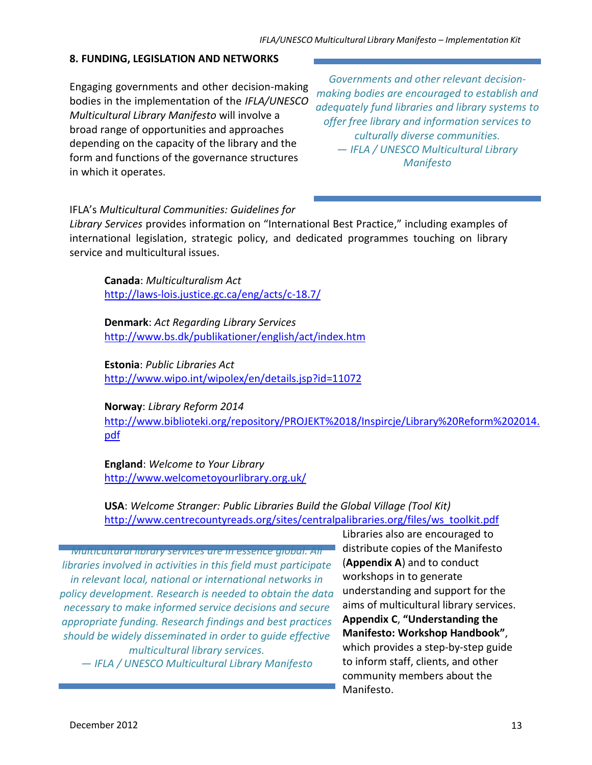## 8. FUNDING, LEGISLATION AND NETWORKS

Engaging governments and other decision-making bodies in the implementation of the *IFLA/UNESCO Multicultural Library Manifesto* will involve a broad range of opportunities and approaches depending on the capacity of the library and the form and functions of the governance structures in which it operates.

> *Governments and other relevant decision-making bodies are encouraged to establish and adequately fund libraries and library systems to offer free library and information services to culturally diverse communities.*
> *— IFLA / UNESCO Multicultural Library Manifesto*

IFLA's *Multicultural Communities: Guidelines for Library Services* provides information on "International Best Practice," including examples of international legislation, strategic policy, and dedicated programmes touching on library service and multicultural issues.

**Canada**: *Multiculturalism Act*
http://laws-lois.justice.gc.ca/eng/acts/c-18.7/

**Denmark**: *Act Regarding Library Services*
http://www.bs.dk/publikationer/english/act/index.htm

**Estonia**: *Public Libraries Act*
http://www.wipo.int/wipolex/en/details.jsp?id=11072

**Norway**: *Library Reform 2014*
http://www.biblioteki.org/repository/PROJEKT%2018/Inspircje/Library%20Reform%202014.pdf

**England**: *Welcome to Your Library*
http://www.welcometoyourlibrary.org.uk/

**USA**: *Welcome Stranger: Public Libraries Build the Global Village (Tool Kit)*
http://www.centrecountyreads.org/sites/centralpalibraries.org/files/ws_toolkit.pdf

> *Multicultural library services are in essence global. All libraries involved in activities in this field must participate in relevant local, national or international networks in policy development. Research is needed to obtain the data necessary to make informed service decisions and secure appropriate funding. Research findings and best practices should be widely disseminated in order to guide effective multicultural library services.*
> *— IFLA / UNESCO Multicultural Library Manifesto*

Libraries also are encouraged to distribute copies of the Manifesto (**Appendix A**) and to conduct workshops in to generate understanding and support for the aims of multicultural library services. **Appendix C**, **"Understanding the Manifesto: Workshop Handbook"**, which provides a step-by-step guide to inform staff, clients, and other community members about the Manifesto.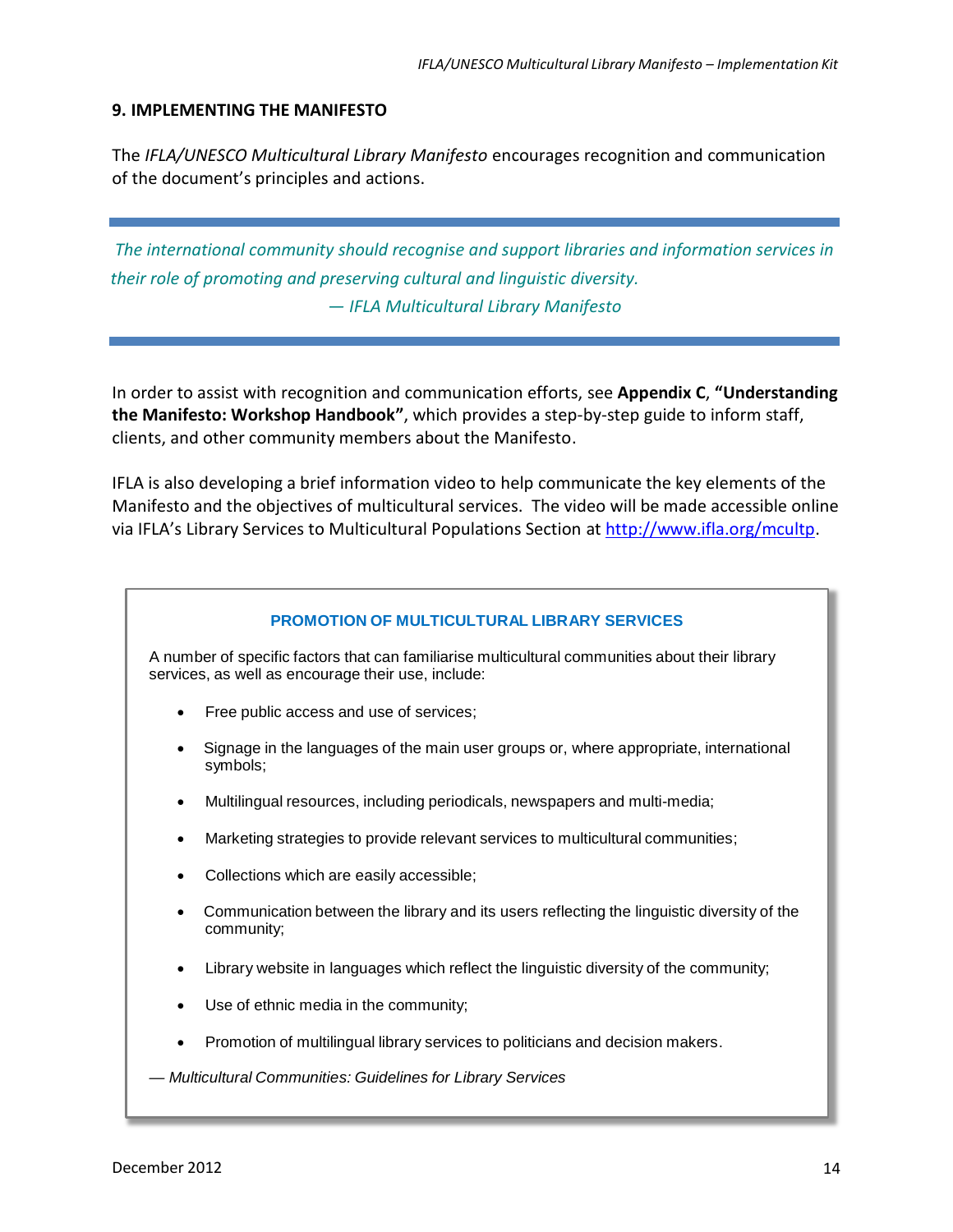## 9. IMPLEMENTING THE MANIFESTO

The *IFLA/UNESCO Multicultural Library Manifesto* encourages recognition and communication of the document's principles and actions.

> *The international community should recognise and support libraries and information services in their role of promoting and preserving cultural and linguistic diversity.*
>
> *— IFLA Multicultural Library Manifesto*

In order to assist with recognition and communication efforts, see **Appendix C**, **"Understanding the Manifesto: Workshop Handbook"**, which provides a step-by-step guide to inform staff, clients, and other community members about the Manifesto.

IFLA is also developing a brief information video to help communicate the key elements of the Manifesto and the objectives of multicultural services. The video will be made accessible online via IFLA's Library Services to Multicultural Populations Section at http://www.ifla.org/mcultp.

**PROMOTION OF MULTICULTURAL LIBRARY SERVICES**

A number of specific factors that can familiarise multicultural communities about their library services, as well as encourage their use, include:

- Free public access and use of services;
- Signage in the languages of the main user groups or, where appropriate, international symbols;
- Multilingual resources, including periodicals, newspapers and multi-media;
- Marketing strategies to provide relevant services to multicultural communities;
- Collections which are easily accessible;
- Communication between the library and its users reflecting the linguistic diversity of the community;
- Library website in languages which reflect the linguistic diversity of the community;
- Use of ethnic media in the community;
- Promotion of multilingual library services to politicians and decision makers.

— *Multicultural Communities: Guidelines for Library Services*